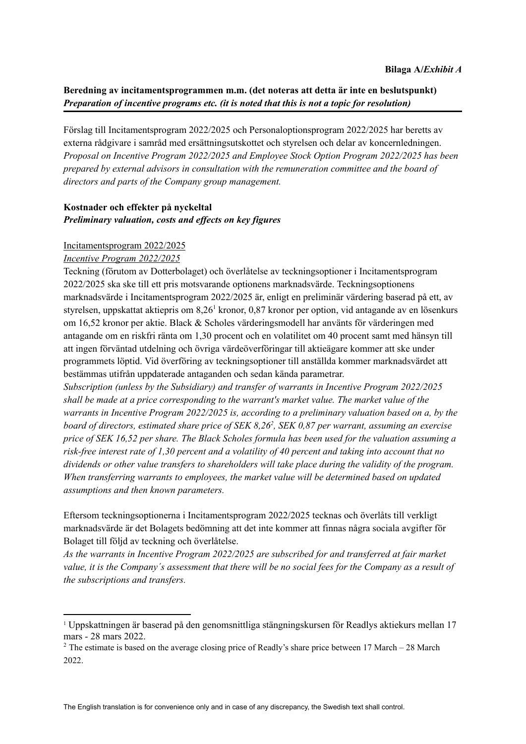**Bilaga A/*Exhibit A***

**Beredning av incitamentsprogrammen m.m. (det noteras att detta är inte en beslutspunkt)**
***Preparation of incentive programs etc. (it is noted that this is not a topic for resolution)***

Förslag till Incitamentsprogram 2022/2025 och Personaloptionsprogram 2022/2025 har beretts av externa rådgivare i samråd med ersättningsutskottet och styrelsen och delar av koncernledningen.
*Proposal on Incentive Program 2022/2025 and Employee Stock Option Program 2022/2025 has been prepared by external advisors in consultation with the remuneration committee and the board of directors and parts of the Company group management.*

**Kostnader och effekter på nyckeltal**
***Preliminary valuation, costs and effects on key figures***

Incitamentsprogram 2022/2025
*Incentive Program 2022/2025*
Teckning (förutom av Dotterbolaget) och överlåtelse av teckningsoptioner i Incitamentsprogram 2022/2025 ska ske till ett pris motsvarande optionens marknadsvärde. Teckningsoptionens marknadsvärde i Incitamentsprogram 2022/2025 är, enligt en preliminär värdering baserad på ett, av styrelsen, uppskattat aktiepris om 8,26[1] kronor, 0,87 kronor per option, vid antagande av en lösenkurs om 16,52 kronor per aktie. Black & Scholes värderingsmodell har använts för värderingen med antagande om en riskfri ränta om 1,30 procent och en volatilitet om 40 procent samt med hänsyn till att ingen förväntad utdelning och övriga värdeöverföringar till aktieägare kommer att ske under programmets löptid. Vid överföring av teckningsoptioner till anställda kommer marknadsvärdet att bestämmas utifrån uppdaterade antaganden och sedan kända parametrar.
*Subscription (unless by the Subsidiary) and transfer of warrants in Incentive Program 2022/2025 shall be made at a price corresponding to the warrant's market value. The market value of the warrants in Incentive Program 2022/2025 is, according to a preliminary valuation based on a, by the board of directors, estimated share price of SEK 8,26[2], SEK 0,87 per warrant, assuming an exercise price of SEK 16,52 per share. The Black Scholes formula has been used for the valuation assuming a risk-free interest rate of 1,30 percent and a volatility of 40 percent and taking into account that no dividends or other value transfers to shareholders will take place during the validity of the program. When transferring warrants to employees, the market value will be determined based on updated assumptions and then known parameters.*

Eftersom teckningsoptionerna i Incitamentsprogram 2022/2025 tecknas och överlåts till verkligt marknadsvärde är det Bolagets bedömning att det inte kommer att finnas några sociala avgifter för Bolaget till följd av teckning och överlåtelse.
*As the warrants in Incentive Program 2022/2025 are subscribed for and transferred at fair market value, it is the Company´s assessment that there will be no social fees for the Company as a result of the subscriptions and transfers.*

---

[1] Uppskattningen är baserad på den genomsnittliga stängningskursen för Readlys aktiekurs mellan 17 mars - 28 mars 2022.
[2] The estimate is based on the average closing price of Readly's share price between 17 March – 28 March 2022.

The English translation is for convenience only and in case of any discrepancy, the Swedish text shall control.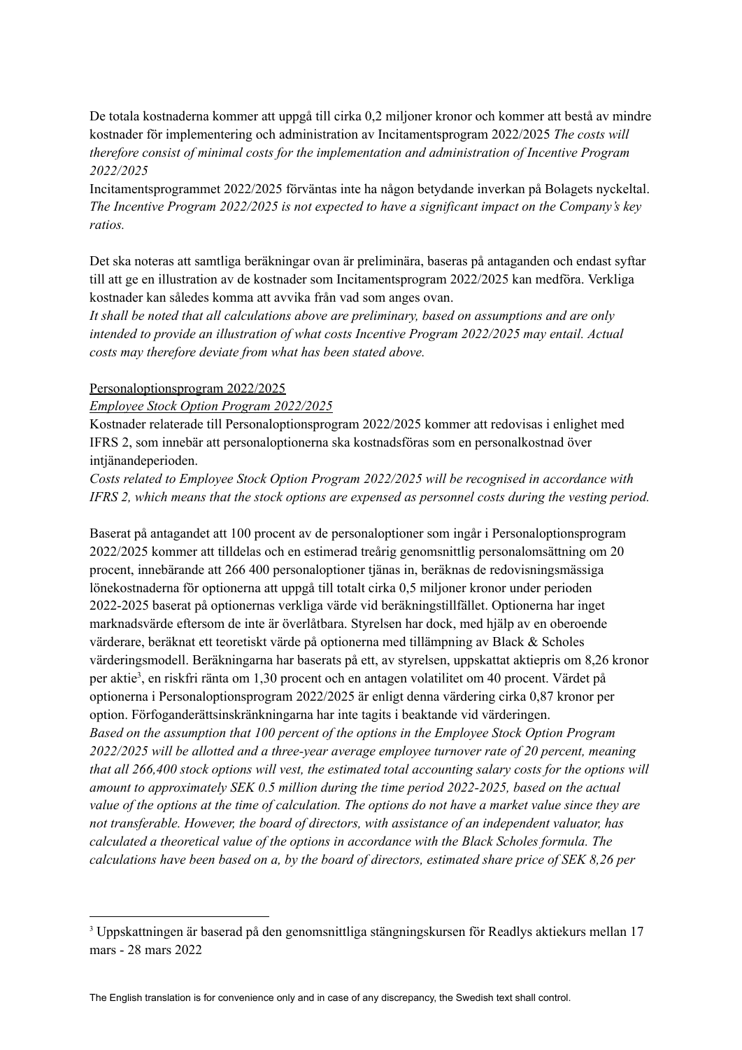De totala kostnaderna kommer att uppgå till cirka 0,2 miljoner kronor och kommer att bestå av mindre kostnader för implementering och administration av Incitamentsprogram 2022/2025 *The costs will therefore consist of minimal costs for the implementation and administration of Incentive Program 2022/2025*

Incitamentsprogrammet 2022/2025 förväntas inte ha någon betydande inverkan på Bolagets nyckeltal. *The Incentive Program 2022/2025 is not expected to have a significant impact on the Company's key ratios.*

Det ska noteras att samtliga beräkningar ovan är preliminära, baseras på antaganden och endast syftar till att ge en illustration av de kostnader som Incitamentsprogram 2022/2025 kan medföra. Verkliga kostnader kan således komma att avvika från vad som anges ovan.
*It shall be noted that all calculations above are preliminary, based on assumptions and are only intended to provide an illustration of what costs Incentive Program 2022/2025 may entail. Actual costs may therefore deviate from what has been stated above.*

<u>Personaloptionsprogram 2022/2025</u>
*<u>Employee Stock Option Program 2022/2025</u>*

Kostnader relaterade till Personaloptionsprogram 2022/2025 kommer att redovisas i enlighet med IFRS 2, som innebär att personaloptionerna ska kostnadsföras som en personalkostnad över intjänandeperioden.
*Costs related to Employee Stock Option Program 2022/2025 will be recognised in accordance with IFRS 2, which means that the stock options are expensed as personnel costs during the vesting period.*

Baserat på antagandet att 100 procent av de personaloptioner som ingår i Personaloptionsprogram 2022/2025 kommer att tilldelas och en estimerad treårig genomsnittlig personalomsättning om 20 procent, innebärande att 266 400 personaloptioner tjänas in, beräknas de redovisningsmässiga lönekostnaderna för optionerna att uppgå till totalt cirka 0,5 miljoner kronor under perioden 2022-2025 baserat på optionernas verkliga värde vid beräkningstillfället. Optionerna har inget marknadsvärde eftersom de inte är överlåtbara. Styrelsen har dock, med hjälp av en oberoende värderare, beräknat ett teoretiskt värde på optionerna med tillämpning av Black & Scholes värderingsmodell. Beräkningarna har baserats på ett, av styrelsen, uppskattat aktiepris om 8,26 kronor per aktie[3], en riskfri ränta om 1,30 procent och en antagen volatilitet om 40 procent. Värdet på optionerna i Personaloptionsprogram 2022/2025 är enligt denna värdering cirka 0,87 kronor per option. Förfoganderättsinskränkningarna har inte tagits i beaktande vid värderingen.
*Based on the assumption that 100 percent of the options in the Employee Stock Option Program 2022/2025 will be allotted and a three-year average employee turnover rate of 20 percent, meaning that all 266,400 stock options will vest, the estimated total accounting salary costs for the options will amount to approximately SEK 0.5 million during the time period 2022-2025, based on the actual value of the options at the time of calculation. The options do not have a market value since they are not transferable. However, the board of directors, with assistance of an independent valuator, has calculated a theoretical value of the options in accordance with the Black Scholes formula. The calculations have been based on a, by the board of directors, estimated share price of SEK 8,26 per*

[3] Uppskattningen är baserad på den genomsnittliga stängningskursen för Readlys aktiekurs mellan 17 mars - 28 mars 2022

The English translation is for convenience only and in case of any discrepancy, the Swedish text shall control.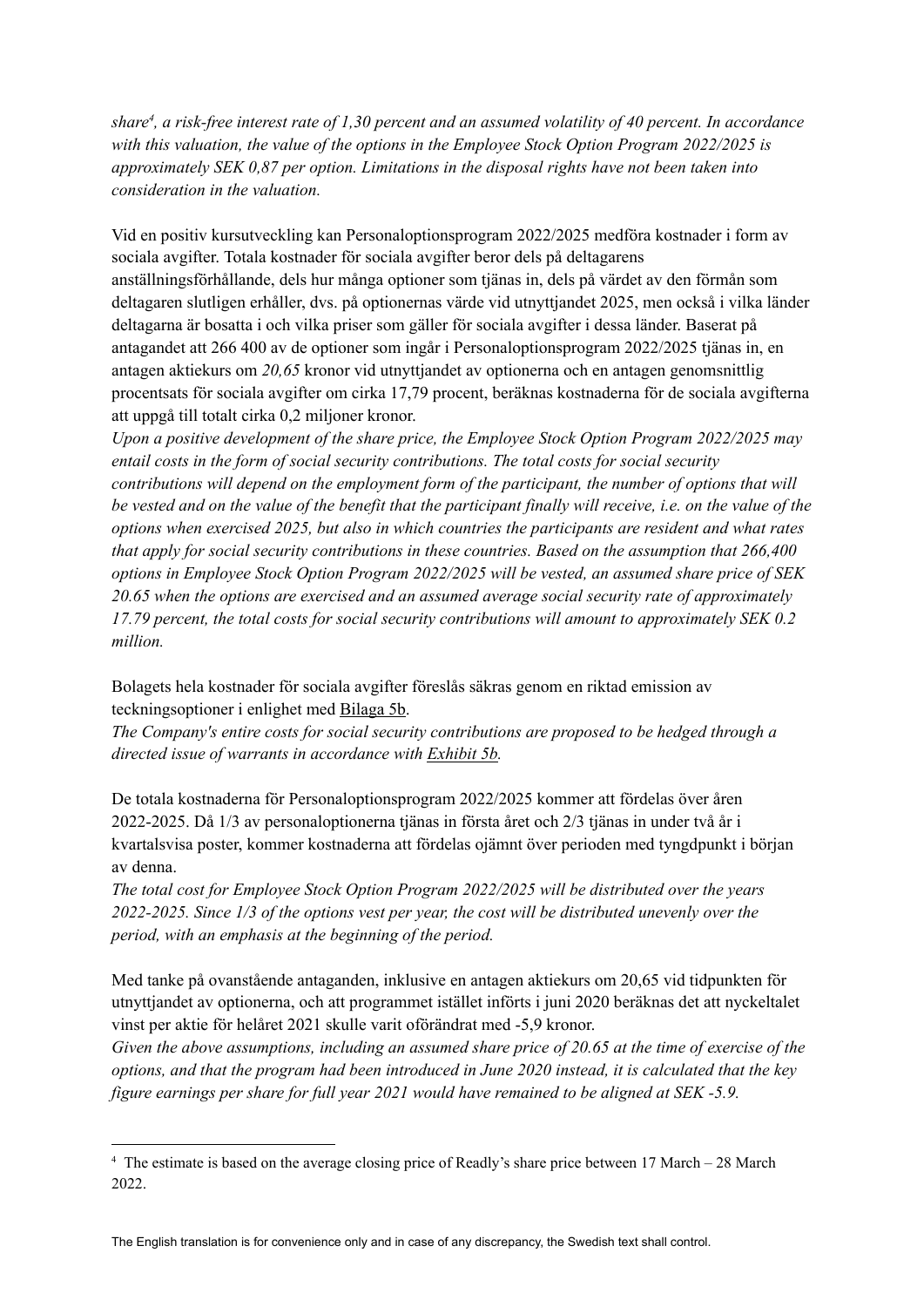*share[4], a risk-free interest rate of 1,30 percent and an assumed volatility of 40 percent. In accordance with this valuation, the value of the options in the Employee Stock Option Program 2022/2025 is approximately SEK 0,87 per option. Limitations in the disposal rights have not been taken into consideration in the valuation.*

Vid en positiv kursutveckling kan Personaloptionsprogram 2022/2025 medföra kostnader i form av sociala avgifter. Totala kostnader för sociala avgifter beror dels på deltagarens anställningsförhållande, dels hur många optioner som tjänas in, dels på värdet av den förmån som deltagaren slutligen erhåller, dvs. på optionernas värde vid utnyttjandet 2025, men också i vilka länder deltagarna är bosatta i och vilka priser som gäller för sociala avgifter i dessa länder. Baserat på antagandet att 266 400 av de optioner som ingår i Personaloptionsprogram 2022/2025 tjänas in, en antagen aktiekurs om *20,65* kronor vid utnyttjandet av optionerna och en antagen genomsnittlig procentsats för sociala avgifter om cirka 17,79 procent, beräknas kostnaderna för de sociala avgifterna att uppgå till totalt cirka 0,2 miljoner kronor.

*Upon a positive development of the share price, the Employee Stock Option Program 2022/2025 may entail costs in the form of social security contributions. The total costs for social security contributions will depend on the employment form of the participant, the number of options that will be vested and on the value of the benefit that the participant finally will receive, i.e. on the value of the options when exercised 2025, but also in which countries the participants are resident and what rates that apply for social security contributions in these countries. Based on the assumption that 266,400 options in Employee Stock Option Program 2022/2025 will be vested, an assumed share price of SEK 20.65 when the options are exercised and an assumed average social security rate of approximately 17.79 percent, the total costs for social security contributions will amount to approximately SEK 0.2 million.*

Bolagets hela kostnader för sociala avgifter föreslås säkras genom en riktad emission av teckningsoptioner i enlighet med Bilaga 5b.

*The Company's entire costs for social security contributions are proposed to be hedged through a directed issue of warrants in accordance with Exhibit 5b.*

De totala kostnaderna för Personaloptionsprogram 2022/2025 kommer att fördelas över åren 2022-2025. Då 1/3 av personaloptionerna tjänas in första året och 2/3 tjänas in under två år i kvartalsvisa poster, kommer kostnaderna att fördelas ojämnt över perioden med tyngdpunkt i början av denna.

*The total cost for Employee Stock Option Program 2022/2025 will be distributed over the years 2022-2025. Since 1/3 of the options vest per year, the cost will be distributed unevenly over the period, with an emphasis at the beginning of the period.*

Med tanke på ovanstående antaganden, inklusive en antagen aktiekurs om 20,65 vid tidpunkten för utnyttjandet av optionerna, och att programmet istället införts i juni 2020 beräknas det att nyckeltalet vinst per aktie för helåret 2021 skulle varit oförändrat med -5,9 kronor.

*Given the above assumptions, including an assumed share price of 20.65 at the time of exercise of the options, and that the program had been introduced in June 2020 instead, it is calculated that the key figure earnings per share for full year 2021 would have remained to be aligned at SEK -5.9.*

[4] The estimate is based on the average closing price of Readly's share price between 17 March – 28 March 2022.

The English translation is for convenience only and in case of any discrepancy, the Swedish text shall control.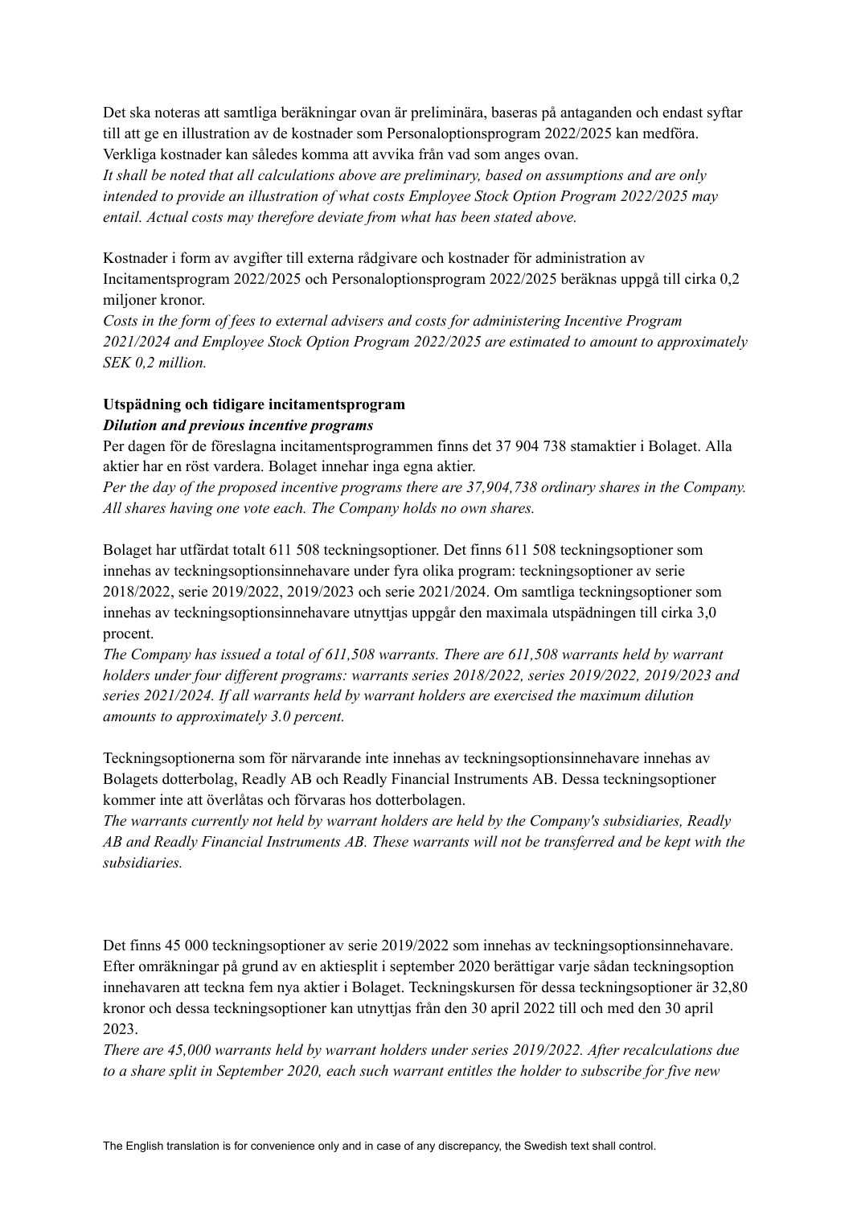Det ska noteras att samtliga beräkningar ovan är preliminära, baseras på antaganden och endast syftar till att ge en illustration av de kostnader som Personaloptionsprogram 2022/2025 kan medföra. Verkliga kostnader kan således komma att avvika från vad som anges ovan.
*It shall be noted that all calculations above are preliminary, based on assumptions and are only intended to provide an illustration of what costs Employee Stock Option Program 2022/2025 may entail. Actual costs may therefore deviate from what has been stated above.*

Kostnader i form av avgifter till externa rådgivare och kostnader för administration av Incitamentsprogram 2022/2025 och Personaloptionsprogram 2022/2025 beräknas uppgå till cirka 0,2 miljoner kronor.
*Costs in the form of fees to external advisers and costs for administering Incentive Program 2021/2024 and Employee Stock Option Program 2022/2025 are estimated to amount to approximately SEK 0,2 million.*

**Utspädning och tidigare incitamentsprogram**
***Dilution and previous incentive programs***

Per dagen för de föreslagna incitamentsprogrammen finns det 37 904 738 stamaktier i Bolaget. Alla aktier har en röst vardera. Bolaget innehar inga egna aktier.
*Per the day of the proposed incentive programs there are 37,904,738 ordinary shares in the Company. All shares having one vote each. The Company holds no own shares.*

Bolaget har utfärdat totalt 611 508 teckningsoptioner. Det finns 611 508 teckningsoptioner som innehas av teckningsoptionsinnehavare under fyra olika program: teckningsoptioner av serie 2018/2022, serie 2019/2022, 2019/2023 och serie 2021/2024. Om samtliga teckningsoptioner som innehas av teckningsoptionsinnehavare utnyttjas uppgår den maximala utspädningen till cirka 3,0 procent.
*The Company has issued a total of 611,508 warrants. There are 611,508 warrants held by warrant holders under four different programs: warrants series 2018/2022, series 2019/2022, 2019/2023 and series 2021/2024. If all warrants held by warrant holders are exercised the maximum dilution amounts to approximately 3.0 percent.*

Teckningsoptionerna som för närvarande inte innehas av teckningsoptionsinnehavare innehas av Bolagets dotterbolag, Readly AB och Readly Financial Instruments AB. Dessa teckningsoptioner kommer inte att överlåtas och förvaras hos dotterbolagen.
*The warrants currently not held by warrant holders are held by the Company's subsidiaries, Readly AB and Readly Financial Instruments AB. These warrants will not be transferred and be kept with the subsidiaries.*

Det finns 45 000 teckningsoptioner av serie 2019/2022 som innehas av teckningsoptionsinnehavare. Efter omräkningar på grund av en aktiesplit i september 2020 berättigar varje sådan teckningsoption innehavaren att teckna fem nya aktier i Bolaget. Teckningskursen för dessa teckningsoptioner är 32,80 kronor och dessa teckningsoptioner kan utnyttjas från den 30 april 2022 till och med den 30 april 2023.
*There are 45,000 warrants held by warrant holders under series 2019/2022. After recalculations due to a share split in September 2020, each such warrant entitles the holder to subscribe for five new*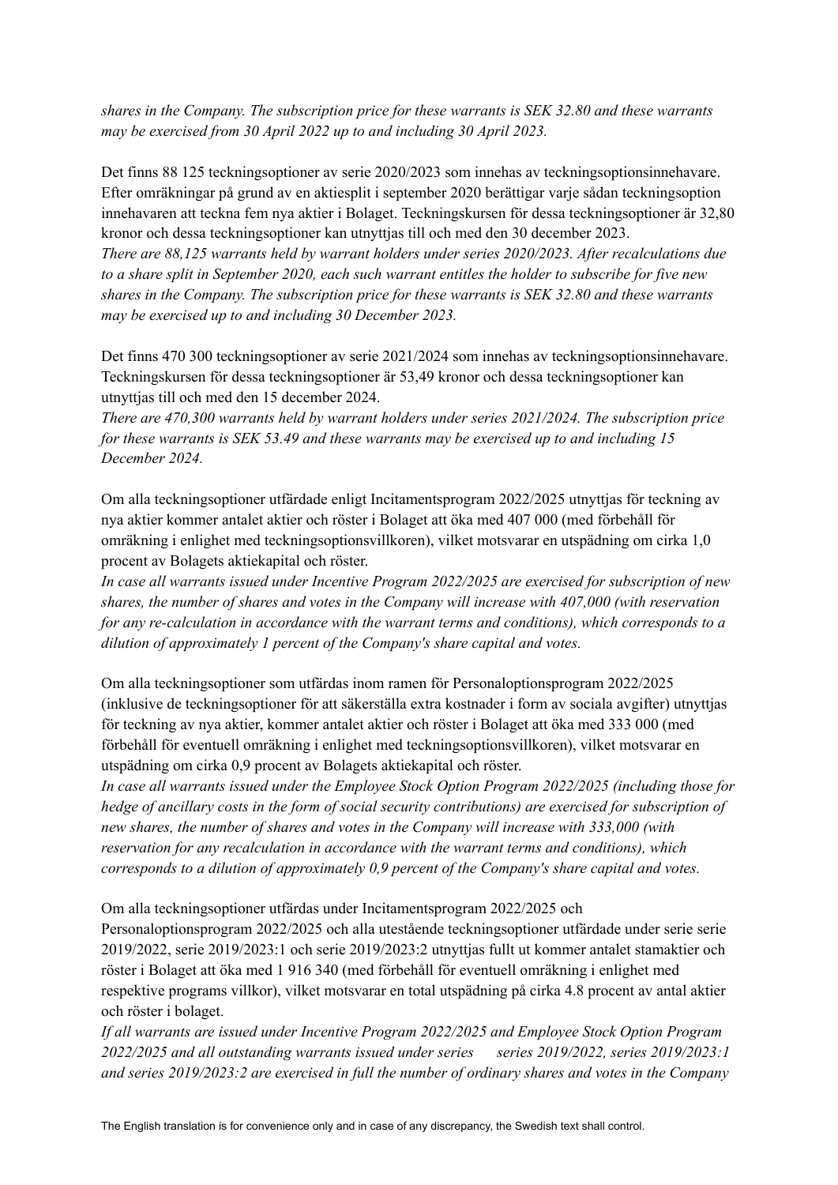*shares in the Company. The subscription price for these warrants is SEK 32.80 and these warrants may be exercised from 30 April 2022 up to and including 30 April 2023.*

Det finns 88 125 teckningsoptioner av serie 2020/2023 som innehas av teckningsoptionsinnehavare. Efter omräkningar på grund av en aktiesplit i september 2020 berättigar varje sådan teckningsoption innehavaren att teckna fem nya aktier i Bolaget. Teckningskursen för dessa teckningsoptioner är 32,80 kronor och dessa teckningsoptioner kan utnyttjas till och med den 30 december 2023.
*There are 88,125 warrants held by warrant holders under series 2020/2023. After recalculations due to a share split in September 2020, each such warrant entitles the holder to subscribe for five new shares in the Company. The subscription price for these warrants is SEK 32.80 and these warrants may be exercised up to and including 30 December 2023.*

Det finns 470 300 teckningsoptioner av serie 2021/2024 som innehas av teckningsoptionsinnehavare. Teckningskursen för dessa teckningsoptioner är 53,49 kronor och dessa teckningsoptioner kan utnyttjas till och med den 15 december 2024.
*There are 470,300 warrants held by warrant holders under series 2021/2024. The subscription price for these warrants is SEK 53.49 and these warrants may be exercised up to and including 15 December 2024.*

Om alla teckningsoptioner utfärdade enligt Incitamentsprogram 2022/2025 utnyttjas för teckning av nya aktier kommer antalet aktier och röster i Bolaget att öka med 407 000 (med förbehåll för omräkning i enlighet med teckningsoptionsvillkoren), vilket motsvarar en utspädning om cirka 1,0 procent av Bolagets aktiekapital och röster.
*In case all warrants issued under Incentive Program 2022/2025 are exercised for subscription of new shares, the number of shares and votes in the Company will increase with 407,000 (with reservation for any re-calculation in accordance with the warrant terms and conditions), which corresponds to a dilution of approximately 1 percent of the Company's share capital and votes.*

Om alla teckningsoptioner som utfärdas inom ramen för Personaloptionsprogram 2022/2025 (inklusive de teckningsoptioner för att säkerställa extra kostnader i form av sociala avgifter) utnyttjas för teckning av nya aktier, kommer antalet aktier och röster i Bolaget att öka med 333 000 (med förbehåll för eventuell omräkning i enlighet med teckningsoptionsvillkoren), vilket motsvarar en utspädning om cirka 0,9 procent av Bolagets aktiekapital och röster.
*In case all warrants issued under the Employee Stock Option Program 2022/2025 (including those for hedge of ancillary costs in the form of social security contributions) are exercised for subscription of new shares, the number of shares and votes in the Company will increase with 333,000 (with reservation for any recalculation in accordance with the warrant terms and conditions), which corresponds to a dilution of approximately 0,9 percent of the Company's share capital and votes.*

Om alla teckningsoptioner utfärdas under Incitamentsprogram 2022/2025 och Personaloptionsprogram 2022/2025 och alla utestående teckningsoptioner utfärdade under serie serie 2019/2022, serie 2019/2023:1 och serie 2019/2023:2 utnyttjas fullt ut kommer antalet stamaktier och röster i Bolaget att öka med 1 916 340 (med förbehåll för eventuell omräkning i enlighet med respektive programs villkor), vilket motsvarar en total utspädning på cirka 4.8 procent av antal aktier och röster i bolaget.
*If all warrants are issued under Incentive Program 2022/2025 and Employee Stock Option Program 2022/2025 and all outstanding warrants issued under series series 2019/2022, series 2019/2023:1 and series 2019/2023:2 are exercised in full the number of ordinary shares and votes in the Company*

The English translation is for convenience only and in case of any discrepancy, the Swedish text shall control.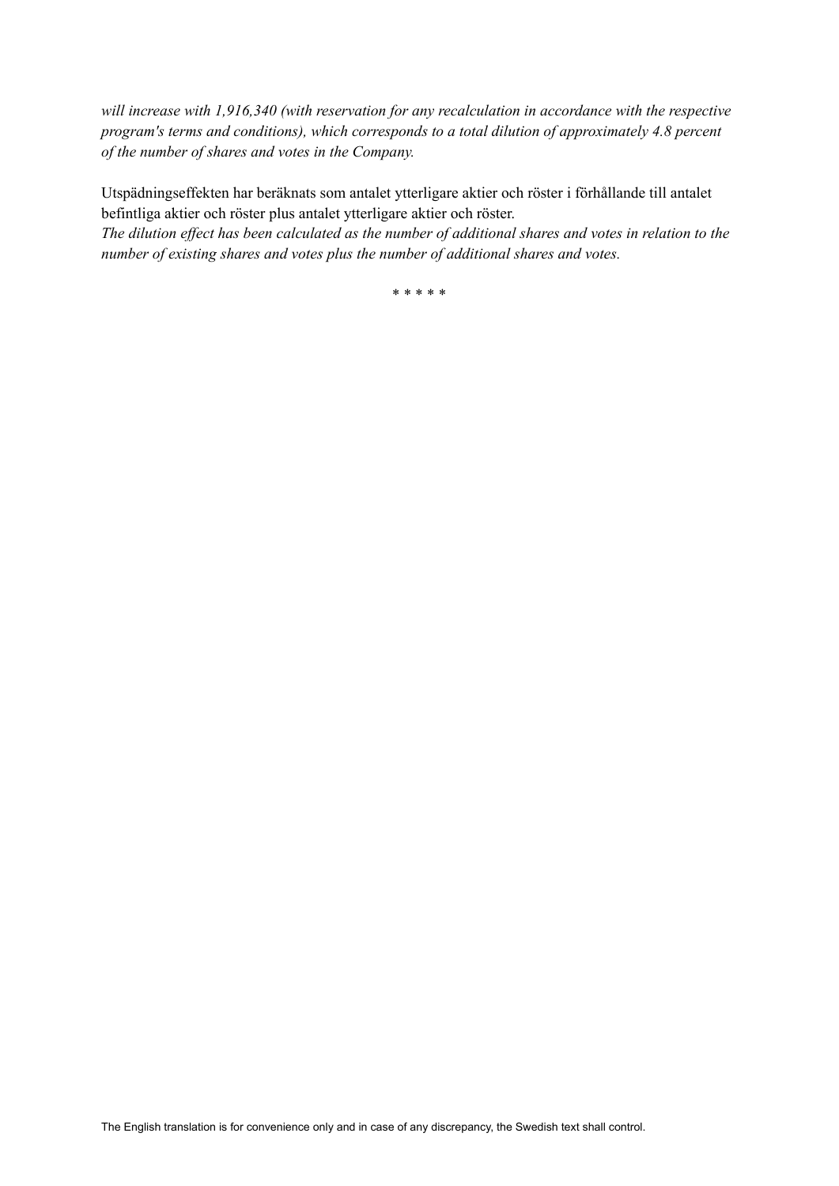*will increase with 1,916,340 (with reservation for any recalculation in accordance with the respective program's terms and conditions), which corresponds to a total dilution of approximately 4.8 percent of the number of shares and votes in the Company.*

Utspädningseffekten har beräknats som antalet ytterligare aktier och röster i förhållande till antalet befintliga aktier och röster plus antalet ytterligare aktier och röster.
*The dilution effect has been calculated as the number of additional shares and votes in relation to the number of existing shares and votes plus the number of additional shares and votes.*

\* \* \* \* \*

The English translation is for convenience only and in case of any discrepancy, the Swedish text shall control.